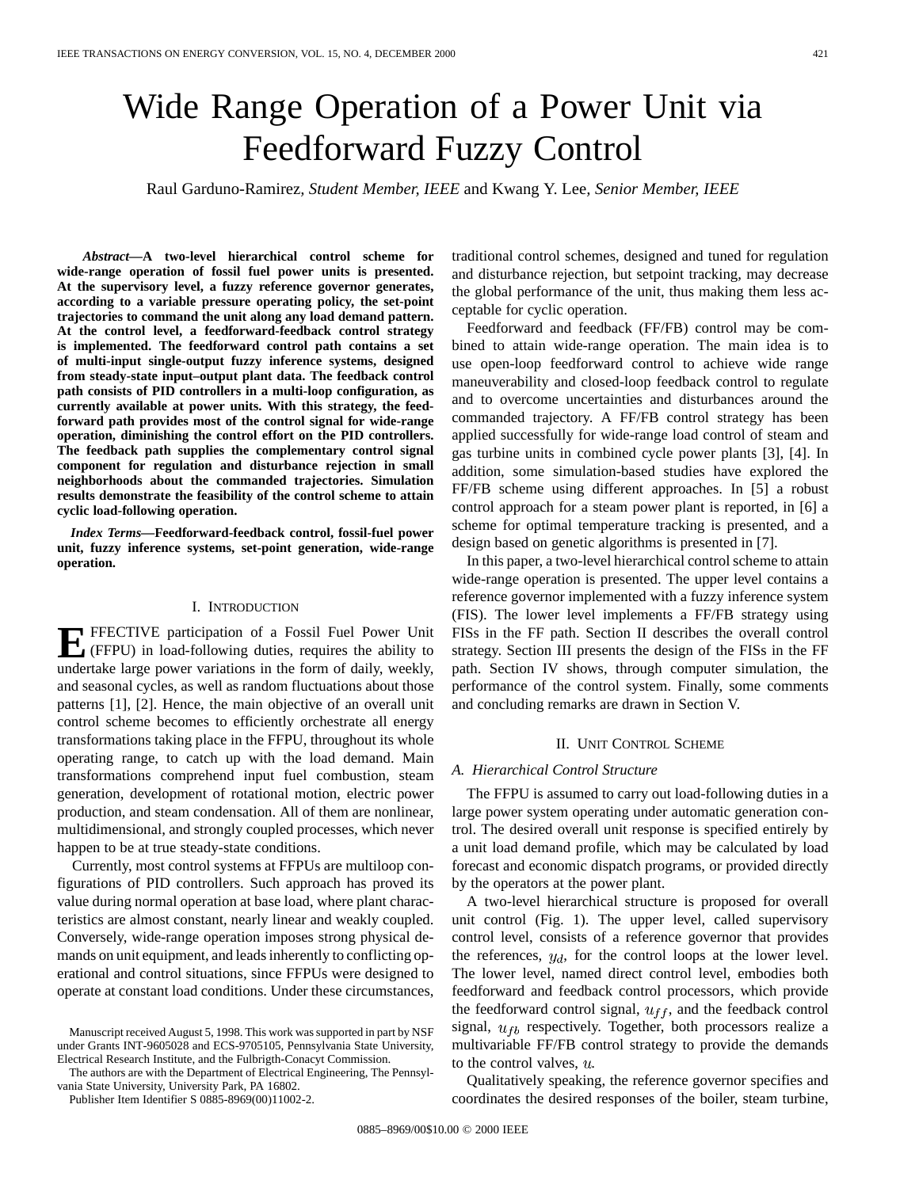# Wide Range Operation of a Power Unit via Feedforward Fuzzy Control

Raul Garduno-Ramirez, *Student Member, IEEE* and Kwang Y. Lee, *Senior Member, IEEE*

***Abstract*—A two-level hierarchical control scheme for wide-range operation of fossil fuel power units is presented. At the supervisory level, a fuzzy reference governor generates, according to a variable pressure operating policy, the set-point trajectories to command the unit along any load demand pattern. At the control level, a feedforward-feedback control strategy is implemented. The feedforward control path contains a set of multi-input single-output fuzzy inference systems, designed from steady-state input–output plant data. The feedback control path consists of PID controllers in a multi-loop configuration, as currently available at power units. With this strategy, the feedforward path provides most of the control signal for wide-range operation, diminishing the control effort on the PID controllers. The feedback path supplies the complementary control signal component for regulation and disturbance rejection in small neighborhoods about the commanded trajectories. Simulation results demonstrate the feasibility of the control scheme to attain cyclic load-following operation.**

***Index Terms*—Feedforward-feedback control, fossil-fuel power unit, fuzzy inference systems, set-point generation, wide-range operation.**

## I. Introduction

Effective participation of a Fossil Fuel Power Unit (FFPU) in load-following duties, requires the ability to undertake large power variations in the form of daily, weekly, and seasonal cycles, as well as random fluctuations about those patterns [1], [2]. Hence, the main objective of an overall unit control scheme becomes to efficiently orchestrate all energy transformations taking place in the FFPU, throughout its whole operating range, to catch up with the load demand. Main transformations comprehend input fuel combustion, steam generation, development of rotational motion, electric power production, and steam condensation. All of them are nonlinear, multidimensional, and strongly coupled processes, which never happen to be at true steady-state conditions.

Currently, most control systems at FFPUs are multiloop configurations of PID controllers. Such approach has proved its value during normal operation at base load, where plant characteristics are almost constant, nearly linear and weakly coupled. Conversely, wide-range operation imposes strong physical demands on unit equipment, and leads inherently to conflicting operational and control situations, since FFPUs were designed to operate at constant load conditions. Under these circumstances, traditional control schemes, designed and tuned for regulation and disturbance rejection, but setpoint tracking, may decrease the global performance of the unit, thus making them less acceptable for cyclic operation.

Feedforward and feedback (FF/FB) control may be combined to attain wide-range operation. The main idea is to use open-loop feedforward control to achieve wide range maneuverability and closed-loop feedback control to regulate and to overcome uncertainties and disturbances around the commanded trajectory. A FF/FB control strategy has been applied successfully for wide-range load control of steam and gas turbine units in combined cycle power plants [3], [4]. In addition, some simulation-based studies have explored the FF/FB scheme using different approaches. In [5] a robust control approach for a steam power plant is reported, in [6] a scheme for optimal temperature tracking is presented, and a design based on genetic algorithms is presented in [7].

In this paper, a two-level hierarchical control scheme to attain wide-range operation is presented. The upper level contains a reference governor implemented with a fuzzy inference system (FIS). The lower level implements a FF/FB strategy using FISs in the FF path. Section II describes the overall control strategy. Section III presents the design of the FISs in the FF path. Section IV shows, through computer simulation, the performance of the control system. Finally, some comments and concluding remarks are drawn in Section V.

## II. Unit Control Scheme

### A. Hierarchical Control Structure

The FFPU is assumed to carry out load-following duties in a large power system operating under automatic generation control. The desired overall unit response is specified entirely by a unit load demand profile, which may be calculated by load forecast and economic dispatch programs, or provided directly by the operators at the power plant.

A two-level hierarchical structure is proposed for overall unit control (Fig. 1). The upper level, called supervisory control level, consists of a reference governor that provides the references, $y_d$, for the control loops at the lower level. The lower level, named direct control level, embodies both feedforward and feedback control processors, which provide the feedforward control signal, $u_{ff}$, and the feedback control signal, $u_{fb}$ respectively. Together, both processors realize a multivariable FF/FB control strategy to provide the demands to the control valves, $u$.

Qualitatively speaking, the reference governor specifies and coordinates the desired responses of the boiler, steam turbine,

Manuscript received August 5, 1998. This work was supported in part by NSF under Grants INT-9605028 and ECS-9705105, Pennsylvania State University, Electrical Research Institute, and the Fulbrigth-Conacyt Commission.

The authors are with the Department of Electrical Engineering, The Pennsylvania State University, University Park, PA 16802.

Publisher Item Identifier S 0885-8969(00)11002-2.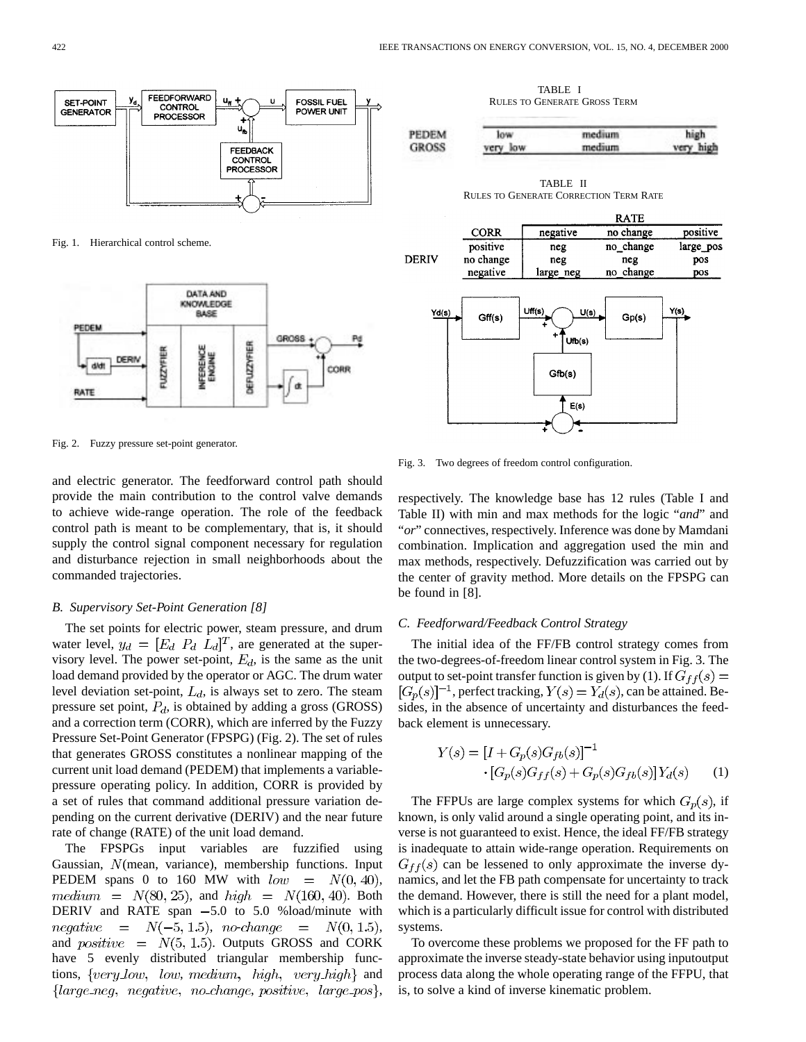Fig. 1. Hierarchical control scheme.

Fig. 2. Fuzzy pressure set-point generator.

and electric generator. The feedforward control path should provide the main contribution to the control valve demands to achieve wide-range operation. The role of the feedback control path is meant to be complementary, that is, it should supply the control signal component necessary for regulation and disturbance rejection in small neighborhoods about the commanded trajectories.

### *B. Supervisory Set-Point Generation [8]*

The set points for electric power, steam pressure, and drum water level, $y_d = [E_d \; P_d \; L_d]^T$, are generated at the supervisory level. The power set-point, $E_d$, is the same as the unit load demand provided by the operator or AGC. The drum water level deviation set-point, $L_d$, is always set to zero. The steam pressure set point, $P_d$, is obtained by adding a gross (GROSS) and a correction term (CORR), which are inferred by the Fuzzy Pressure Set-Point Generator (FPSPG) (Fig. 2). The set of rules that generates GROSS constitutes a nonlinear mapping of the current unit load demand (PEDEM) that implements a variable-pressure operating policy. In addition, CORR is provided by a set of rules that command additional pressure variation depending on the current derivative (DERIV) and the near future rate of change (RATE) of the unit load demand.

The FPSPGs input variables are fuzzified using Gaussian, $N$(mean, variance), membership functions. Input PEDEM spans 0 to 160 MW with $low = N(0, 40)$, $medium = N(80, 25)$, and $high = N(160, 40)$. Both DERIV and RATE span $-5.0$ to 5.0 %load/minute with $negative = N(-5, 1.5)$, $no\text{-}change = N(0, 1.5)$, and $positive = N(5, 1.5)$. Outputs GROSS and CORK have 5 evenly distributed triangular membership functions, $\{very\_low,\; low,\; medium,\; high,\; very\_high\}$ and $\{large\_neg,\; negative,\; no\_change,\; positive,\; large\_pos\}$, respectively. The knowledge base has 12 rules (Table I and Table II) with min and max methods for the logic "*and*" and "*or*" connectives, respectively. Inference was done by Mamdani combination. Implication and aggregation used the min and max methods, respectively. Defuzzification was carried out by the center of gravity method. More details on the FPSPG can be found in [8].

TABLE I
RULES TO GENERATE GROSS TERM

| PEDEM | low | medium | high |
|---|---|---|---|
| GROSS | very_low | medium | very_high |

TABLE II
RULES TO GENERATE CORRECTION TERM RATE

| | CORR | RATE: negative | RATE: no change | RATE: positive |
|---|---|---|---|---|
| DERIV | positive | neg | no_change | large_pos |
| | no change | neg | neg | pos |
| | negative | large_neg | no_change | pos |

Fig. 3. Two degrees of freedom control configuration.

### *C. Feedforward/Feedback Control Strategy*

The initial idea of the FF/FB control strategy comes from the two-degrees-of-freedom linear control system in Fig. 3. The output to set-point transfer function is given by (1). If $G_{ff}(s) = [G_p(s)]^{-1}$, perfect tracking, $Y(s) = Y_d(s)$, can be attained. Besides, in the absence of uncertainty and disturbances the feedback element is unnecessary.

$$Y(s) = [I + G_p(s)G_{fb}(s)]^{-1} \cdot [G_p(s)G_{ff}(s) + G_p(s)G_{fb}(s)]Y_d(s) \qquad (1)$$

The FFPUs are large complex systems for which $G_p(s)$, if known, is only valid around a single operating point, and its inverse is not guaranteed to exist. Hence, the ideal FF/FB strategy is inadequate to attain wide-range operation. Requirements on $G_{ff}(s)$ can be lessened to only approximate the inverse dynamics, and let the FB path compensate for uncertainty to track the demand. However, there is still the need for a plant model, which is a particularly difficult issue for control with distributed systems.

To overcome these problems we proposed for the FF path to approximate the inverse steady-state behavior using inputoutput process data along the whole operating range of the FFPU, that is, to solve a kind of inverse kinematic problem.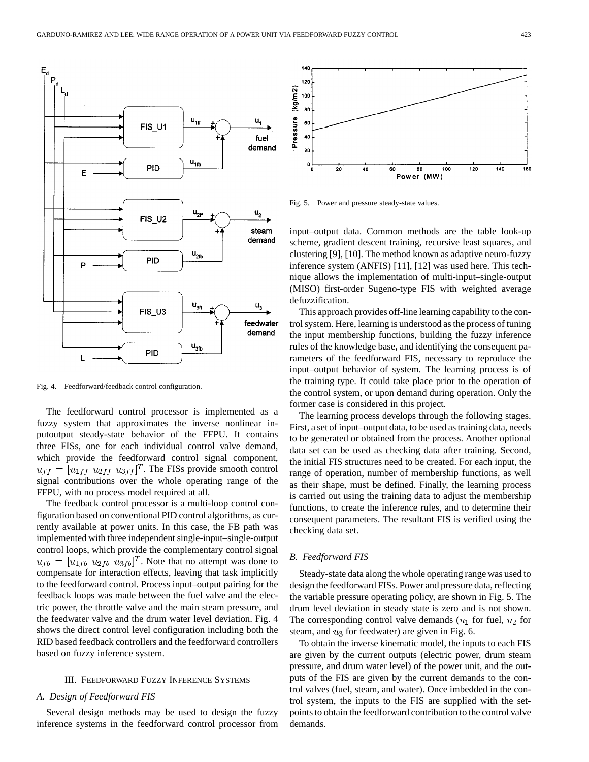$E_d$

$P_d$

$L_d$

FIS_U1

$u_{1ff}$

$u_1$

fuel demand

PID

$u_{1fb}$

E

FIS_U2

$u_{2ff}$

$u_2$

steam demand

PID

$u_{2fb}$

P

FIS_U3

$u_{3ff}$

$u_3$

feedwater demand

PID

$u_{3fb}$

L

Fig. 4. Feedforward/feedback control configuration.

The feedforward control processor is implemented as a fuzzy system that approximates the inverse nonlinear inputoutput steady-state behavior of the FFPU. It contains three FISs, one for each individual control valve demand, which provide the feedforward control signal component, $u_{ff} = [u_{1ff}\ u_{2ff}\ u_{3ff}]^T$. The FISs provide smooth control signal contributions over the whole operating range of the FFPU, with no process model required at all.

The feedback control processor is a multi-loop control configuration based on conventional PID control algorithms, as currently available at power units. In this case, the FB path was implemented with three independent single-input–single-output control loops, which provide the complementary control signal $u_{fb} = [u_{1fb}\ u_{2fb}\ u_{3fb}]^T$. Note that no attempt was done to compensate for interaction effects, leaving that task implicitly to the feedforward control. Process input–output pairing for the feedback loops was made between the fuel valve and the electric power, the throttle valve and the main steam pressure, and the feedwater valve and the drum water level deviation. Fig. 4 shows the direct control level configuration including both the RID based feedback controllers and the feedforward controllers based on fuzzy inference system.

## III. Feedforward Fuzzy Inference Systems

### A. Design of Feedforward FIS

Several design methods may be used to design the fuzzy inference systems in the feedforward control processor from input–output data. Common methods are the table look-up scheme, gradient descent training, recursive least squares, and clustering [9], [10]. The method known as adaptive neuro-fuzzy inference system (ANFIS) [11], [12] was used here. This technique allows the implementation of multi-input–single-output (MISO) first-order Sugeno-type FIS with weighted average defuzzification.

This approach provides off-line learning capability to the control system. Here, learning is understood as the process of tuning the input membership functions, building the fuzzy inference rules of the knowledge base, and identifying the consequent parameters of the feedforward FIS, necessary to reproduce the input–output behavior of system. The learning process is of the training type. It could take place prior to the operation of the control system, or upon demand during operation. Only the former case is considered in this project.

The learning process develops through the following stages. First, a set of input–output data, to be used as training data, needs to be generated or obtained from the process. Another optional data set can be used as checking data after training. Second, the initial FIS structures need to be created. For each input, the range of operation, number of membership functions, as well as their shape, must be defined. Finally, the learning process is carried out using the training data to adjust the membership functions, to create the inference rules, and to determine their consequent parameters. The resultant FIS is verified using the checking data set.

Pressure (kg/m2)

140
120
100
80
60
40
20
0

0 20 40 60 80 100 120 140 160

Power (MW)

Fig. 5. Power and pressure steady-state values.

### B. Feedforward FIS

Steady-state data along the whole operating range was used to design the feedforward FISs. Power and pressure data, reflecting the variable pressure operating policy, are shown in Fig. 5. The drum level deviation in steady state is zero and is not shown. The corresponding control valve demands ($u_1$ for fuel, $u_2$ for steam, and $u_3$ for feedwater) are given in Fig. 6.

To obtain the inverse kinematic model, the inputs to each FIS are given by the current outputs (electric power, drum steam pressure, and drum water level) of the power unit, and the outputs of the FIS are given by the current demands to the control valves (fuel, steam, and water). Once imbedded in the control system, the inputs to the FIS are supplied with the setpoints to obtain the feedforward contribution to the control valve demands.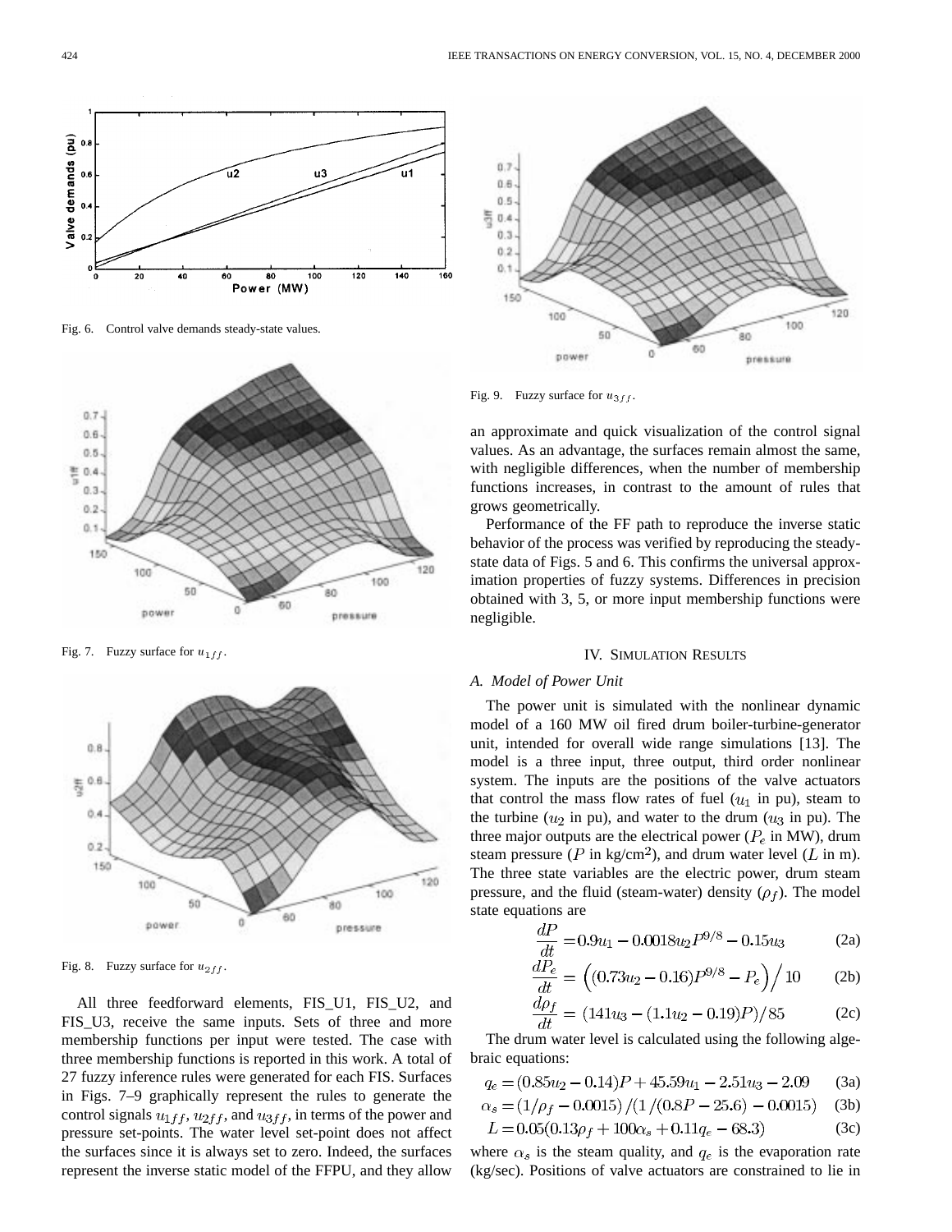Fig. 6. Control valve demands steady-state values.

Fig. 7. Fuzzy surface for $u_{1ff}$.

Fig. 8. Fuzzy surface for $u_{2ff}$.

All three feedforward elements, FIS_U1, FIS_U2, and FIS_U3, receive the same inputs. Sets of three and more membership functions per input were tested. The case with three membership functions is reported in this work. A total of 27 fuzzy inference rules were generated for each FIS. Surfaces in Figs. 7–9 graphically represent the rules to generate the control signals $u_{1ff}$, $u_{2ff}$, and $u_{3ff}$, in terms of the power and pressure set-points. The water level set-point does not affect the surfaces since it is always set to zero. Indeed, the surfaces represent the inverse static model of the FFPU, and they allow an approximate and quick visualization of the control signal values. As an advantage, the surfaces remain almost the same, with negligible differences, when the number of membership functions increases, in contrast to the amount of rules that grows geometrically.

Fig. 9. Fuzzy surface for $u_{3ff}$.

Performance of the FF path to reproduce the inverse static behavior of the process was verified by reproducing the steady-state data of Figs. 5 and 6. This confirms the universal approximation properties of fuzzy systems. Differences in precision obtained with 3, 5, or more input membership functions were negligible.

## IV. Simulation Results

### A. Model of Power Unit

The power unit is simulated with the nonlinear dynamic model of a 160 MW oil fired drum boiler-turbine-generator unit, intended for overall wide range simulations [13]. The model is a three input, three output, third order nonlinear system. The inputs are the positions of the valve actuators that control the mass flow rates of fuel ($u_1$ in pu), steam to the turbine ($u_2$ in pu), and water to the drum ($u_3$ in pu). The three major outputs are the electrical power ($P_e$ in MW), drum steam pressure ($P$ in kg/cm$^2$), and drum water level ($L$ in m). The three state variables are the electric power, drum steam pressure, and the fluid (steam-water) density ($\rho_f$). The model state equations are

$$\frac{dP}{dt} = 0.9u_1 - 0.0018u_2 P^{9/8} - 0.15u_3 \tag{2a}$$

$$\frac{dP_e}{dt} = \left((0.73u_2 - 0.16)P^{9/8} - P_e\right)\Big/10 \tag{2b}$$

$$\frac{d\rho_f}{dt} = (141u_3 - (1.1u_2 - 0.19)P)/85 \tag{2c}$$

The drum water level is calculated using the following algebraic equations:

$$q_e = (0.85u_2 - 0.14)P + 45.59u_1 - 2.51u_3 - 2.09 \tag{3a}$$

$$\alpha_s = (1/\rho_f - 0.0015)/(1/(0.8P - 25.6) - 0.0015) \tag{3b}$$

$$L = 0.05(0.13\rho_f + 100\alpha_s + 0.11q_e - 68.3) \tag{3c}$$

where $\alpha_s$ is the steam quality, and $q_e$ is the evaporation rate (kg/sec). Positions of valve actuators are constrained to lie in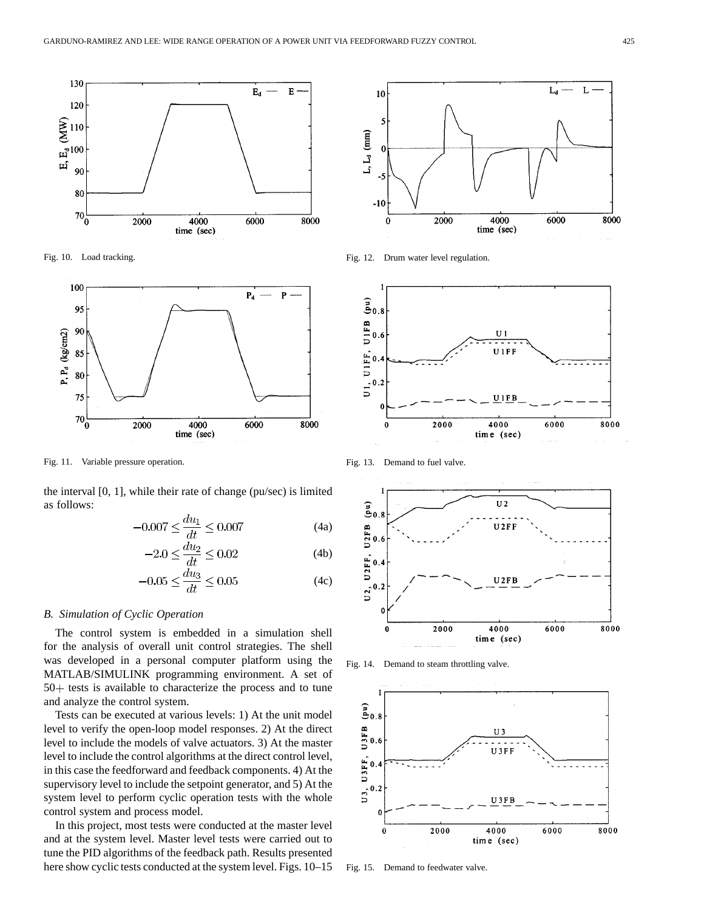Fig. 10. Load tracking.

Fig. 11. Variable pressure operation.

Fig. 12. Drum water level regulation.

Fig. 13. Demand to fuel valve.

Fig. 14. Demand to steam throttling valve.

Fig. 15. Demand to feedwater valve.

the interval [0, 1], while their rate of change (pu/sec) is limited as follows:

$$-0.007 \leq \frac{du_1}{dt} \leq 0.007 \tag{4a}$$

$$-2.0 \leq \frac{du_2}{dt} \leq 0.02 \tag{4b}$$

$$-0.05 \leq \frac{du_3}{dt} \leq 0.05 \tag{4c}$$

### B. Simulation of Cyclic Operation

The control system is embedded in a simulation shell for the analysis of overall unit control strategies. The shell was developed in a personal computer platform using the MATLAB/SIMULINK programming environment. A set of 50+ tests is available to characterize the process and to tune and analyze the control system.

Tests can be executed at various levels: 1) At the unit model level to verify the open-loop model responses. 2) At the direct level to include the models of valve actuators. 3) At the master level to include the control algorithms at the direct control level, in this case the feedforward and feedback components. 4) At the supervisory level to include the setpoint generator, and 5) At the system level to perform cyclic operation tests with the whole control system and process model.

In this project, most tests were conducted at the master level and at the system level. Master level tests were carried out to tune the PID algorithms of the feedback path. Results presented here show cyclic tests conducted at the system level. Figs. 10–15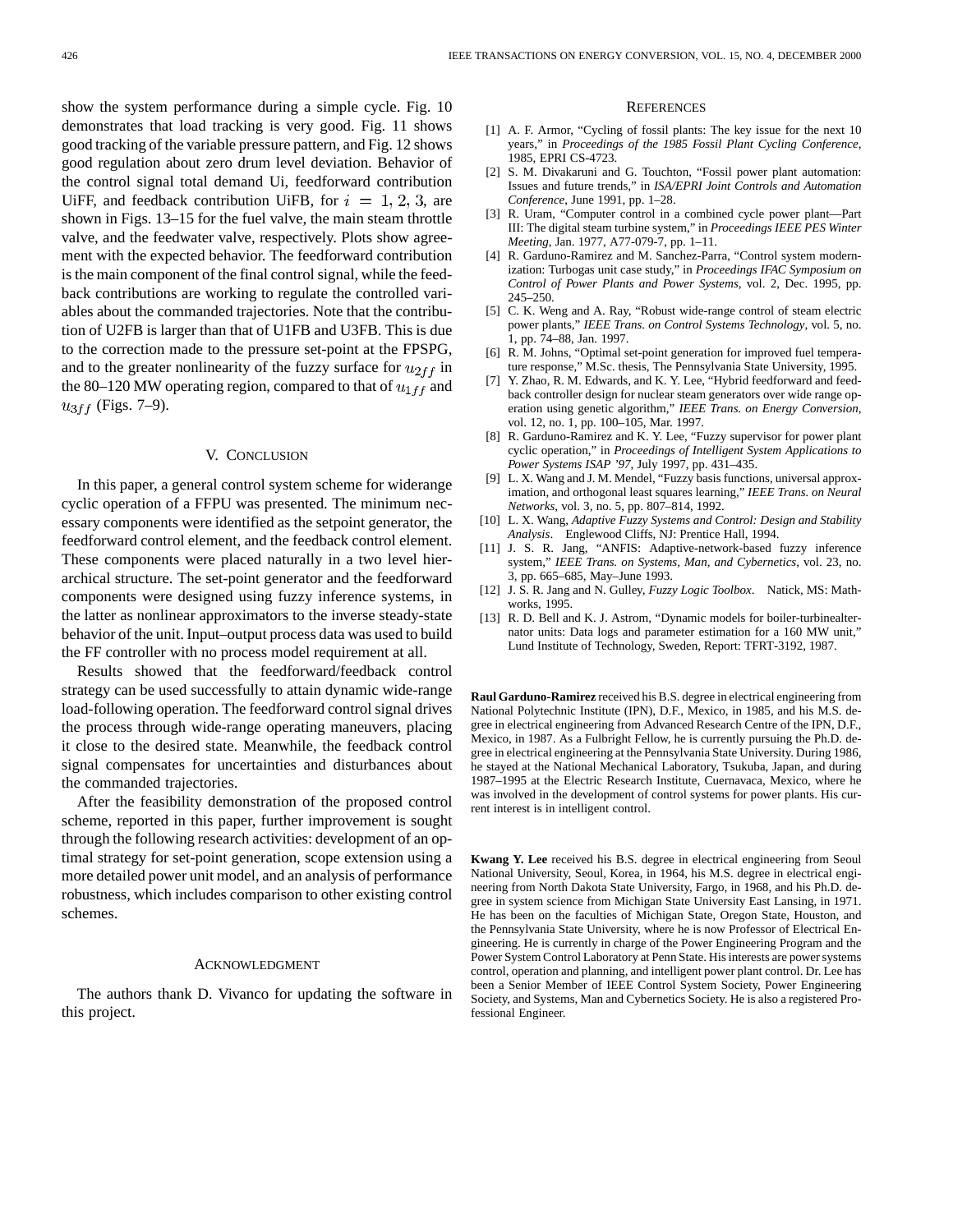show the system performance during a simple cycle. Fig. 10 demonstrates that load tracking is very good. Fig. 11 shows good tracking of the variable pressure pattern, and Fig. 12 shows good regulation about zero drum level deviation. Behavior of the control signal total demand Ui, feedforward contribution UiFF, and feedback contribution UiFB, for $i = 1, 2, 3$, are shown in Figs. 13–15 for the fuel valve, the main steam throttle valve, and the feedwater valve, respectively. Plots show agreement with the expected behavior. The feedforward contribution is the main component of the final control signal, while the feedback contributions are working to regulate the controlled variables about the commanded trajectories. Note that the contribution of U2FB is larger than that of U1FB and U3FB. This is due to the correction made to the pressure set-point at the FPSPG, and to the greater nonlinearity of the fuzzy surface for $u_{2ff}$ in the 80–120 MW operating region, compared to that of $u_{1ff}$ and $u_{3ff}$ (Figs. 7–9).

## V. Conclusion

In this paper, a general control system scheme for widerange cyclic operation of a FFPU was presented. The minimum necessary components were identified as the setpoint generator, the feedforward control element, and the feedback control element. These components were placed naturally in a two level hierarchical structure. The set-point generator and the feedforward components were designed using fuzzy inference systems, in the latter as nonlinear approximators to the inverse steady-state behavior of the unit. Input–output process data was used to build the FF controller with no process model requirement at all.

Results showed that the feedforward/feedback control strategy can be used successfully to attain dynamic wide-range load-following operation. The feedforward control signal drives the process through wide-range operating maneuvers, placing it close to the desired state. Meanwhile, the feedback control signal compensates for uncertainties and disturbances about the commanded trajectories.

After the feasibility demonstration of the proposed control scheme, reported in this paper, further improvement is sought through the following research activities: development of an optimal strategy for set-point generation, scope extension using a more detailed power unit model, and an analysis of performance robustness, which includes comparison to other existing control schemes.

## Acknowledgment

The authors thank D. Vivanco for updating the software in this project.

## References

[1] A. F. Armor, "Cycling of fossil plants: The key issue for the next 10 years," in *Proceedings of the 1985 Fossil Plant Cycling Conference*, 1985, EPRI CS-4723.

[2] S. M. Divakaruni and G. Touchton, "Fossil power plant automation: Issues and future trends," in *ISA/EPRI Joint Controls and Automation Conference*, June 1991, pp. 1–28.

[3] R. Uram, "Computer control in a combined cycle power plant—Part III: The digital steam turbine system," in *Proceedings IEEE PES Winter Meeting*, Jan. 1977, A77-079-7, pp. 1–11.

[4] R. Garduno-Ramirez and M. Sanchez-Parra, "Control system modernization: Turbogas unit case study," in *Proceedings IFAC Symposium on Control of Power Plants and Power Systems*, vol. 2, Dec. 1995, pp. 245–250.

[5] C. K. Weng and A. Ray, "Robust wide-range control of steam electric power plants," *IEEE Trans. on Control Systems Technology*, vol. 5, no. 1, pp. 74–88, Jan. 1997.

[6] R. M. Johns, "Optimal set-point generation for improved fuel temperature response," M.Sc. thesis, The Pennsylvania State University, 1995.

[7] Y. Zhao, R. M. Edwards, and K. Y. Lee, "Hybrid feedforward and feedback controller design for nuclear steam generators over wide range operation using genetic algorithm," *IEEE Trans. on Energy Conversion*, vol. 12, no. 1, pp. 100–105, Mar. 1997.

[8] R. Garduno-Ramirez and K. Y. Lee, "Fuzzy supervisor for power plant cyclic operation," in *Proceedings of Intelligent System Applications to Power Systems ISAP '97*, July 1997, pp. 431–435.

[9] L. X. Wang and J. M. Mendel, "Fuzzy basis functions, universal approximation, and orthogonal least squares learning," *IEEE Trans. on Neural Networks*, vol. 3, no. 5, pp. 807–814, 1992.

[10] L. X. Wang, *Adaptive Fuzzy Systems and Control: Design and Stability Analysis*. Englewood Cliffs, NJ: Prentice Hall, 1994.

[11] J. S. R. Jang, "ANFIS: Adaptive-network-based fuzzy inference system," *IEEE Trans. on Systems, Man, and Cybernetics*, vol. 23, no. 3, pp. 665–685, May–June 1993.

[12] J. S. R. Jang and N. Gulley, *Fuzzy Logic Toolbox*. Natick, MS: Mathworks, 1995.

[13] R. D. Bell and K. J. Astrom, "Dynamic models for boiler-turbinealternator units: Data logs and parameter estimation for a 160 MW unit," Lund Institute of Technology, Sweden, Report: TFRT-3192, 1987.

**Raul Garduno-Ramirez** received his B.S. degree in electrical engineering from National Polytechnic Institute (IPN), D.F., Mexico, in 1985, and his M.S. degree in electrical engineering from Advanced Research Centre of the IPN, D.F., Mexico, in 1987. As a Fulbright Fellow, he is currently pursuing the Ph.D. degree in electrical engineering at the Pennsylvania State University. During 1986, he stayed at the National Mechanical Laboratory, Tsukuba, Japan, and during 1987–1995 at the Electric Research Institute, Cuernavaca, Mexico, where he was involved in the development of control systems for power plants. His current interest is in intelligent control.

**Kwang Y. Lee** received his B.S. degree in electrical engineering from Seoul National University, Seoul, Korea, in 1964, his M.S. degree in electrical engineering from North Dakota State University, Fargo, in 1968, and his Ph.D. degree in system science from Michigan State University East Lansing, in 1971. He has been on the faculties of Michigan State, Oregon State, Houston, and the Pennsylvania State University, where he is now Professor of Electrical Engineering. He is currently in charge of the Power Engineering Program and the Power System Control Laboratory at Penn State. His interests are power systems control, operation and planning, and intelligent power plant control. Dr. Lee has been a Senior Member of IEEE Control System Society, Power Engineering Society, and Systems, Man and Cybernetics Society. He is also a registered Professional Engineer.